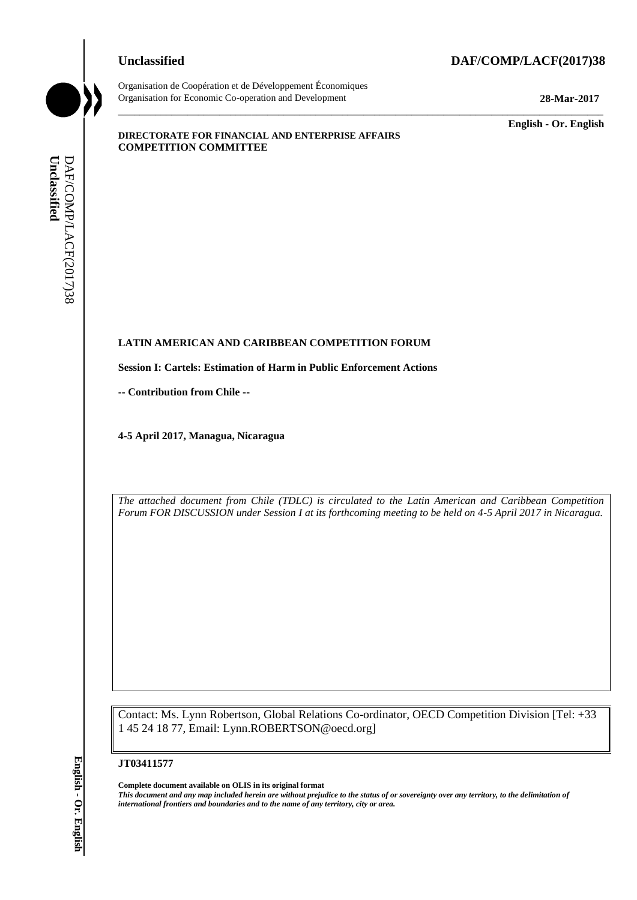**Unclassified** **DAF/COMP/LACF(2017)38**

Organisation de Coopération et de Développement Économiques
Organisation for Economic Co-operation and Development **28-Mar-2017**

**English - Or. English**

**DIRECTORATE FOR FINANCIAL AND ENTERPRISE AFFAIRS**
**COMPETITION COMMITTEE**

**LATIN AMERICAN AND CARIBBEAN COMPETITION FORUM**

**Session I: Cartels: Estimation of Harm in Public Enforcement Actions**

**-- Contribution from Chile --**

**4-5 April 2017, Managua, Nicaragua**

*The attached document from Chile (TDLC) is circulated to the Latin American and Caribbean Competition Forum FOR DISCUSSION under Session I at its forthcoming meeting to be held on 4-5 April 2017 in Nicaragua.*

Contact: Ms. Lynn Robertson, Global Relations Co-ordinator, OECD Competition Division [Tel: +33 1 45 24 18 77, Email: Lynn.ROBERTSON@oecd.org]

**JT03411577**

**Complete document available on OLIS in its original format**
***This document and any map included herein are without prejudice to the status of or sovereignty over any territory, to the delimitation of international frontiers and boundaries and to the name of any territory, city or area.***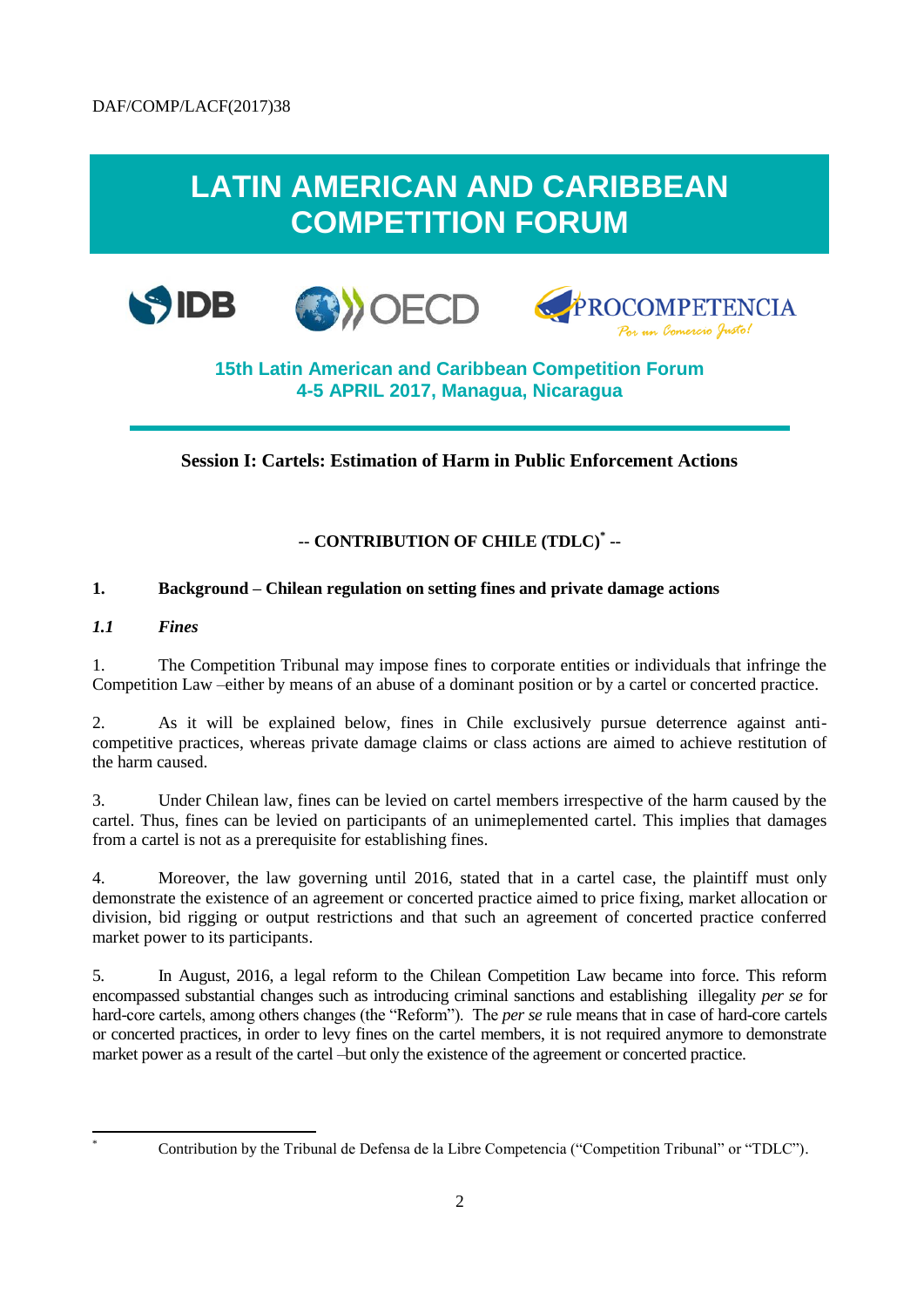DAF/COMP/LACF(2017)38

# LATIN AMERICAN AND CARIBBEAN COMPETITION FORUM

**15th Latin American and Caribbean Competition Forum**
**4-5 APRIL 2017, Managua, Nicaragua**

**Session I: Cartels: Estimation of Harm in Public Enforcement Actions**

**-- CONTRIBUTION OF CHILE (TDLC)[*] --**

## 1. Background – Chilean regulation on setting fines and private damage actions

### *1.1 Fines*

1. The Competition Tribunal may impose fines to corporate entities or individuals that infringe the Competition Law –either by means of an abuse of a dominant position or by a cartel or concerted practice.

2. As it will be explained below, fines in Chile exclusively pursue deterrence against anti-competitive practices, whereas private damage claims or class actions are aimed to achieve restitution of the harm caused.

3. Under Chilean law, fines can be levied on cartel members irrespective of the harm caused by the cartel. Thus, fines can be levied on participants of an unimepelmented cartel. This implies that damages from a cartel is not as a prerequisite for establishing fines.

4. Moreover, the law governing until 2016, stated that in a cartel case, the plaintiff must only demonstrate the existence of an agreement or concerted practice aimed to price fixing, market allocation or division, bid rigging or output restrictions and that such an agreement of concerted practice conferred market power to its participants.

5. In August, 2016, a legal reform to the Chilean Competition Law became into force. This reform encompassed substantial changes such as introducing criminal sanctions and establishing illegality *per se* for hard-core cartels, among others changes (the "Reform"). The *per se* rule means that in case of hard-core cartels or concerted practices, in order to levy fines on the cartel members, it is not required anymore to demonstrate market power as a result of the cartel –but only the existence of the agreement or concerted practice.

[*] Contribution by the Tribunal de Defensa de la Libre Competencia ("Competition Tribunal" or "TDLC").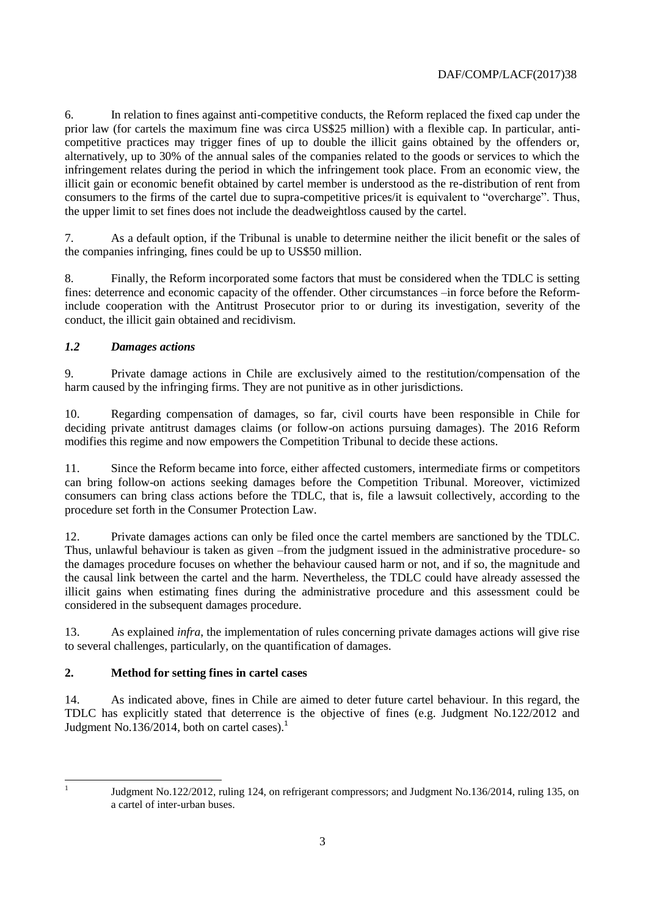6. In relation to fines against anti-competitive conducts, the Reform replaced the fixed cap under the prior law (for cartels the maximum fine was circa US$25 million) with a flexible cap. In particular, anti-competitive practices may trigger fines of up to double the illicit gains obtained by the offenders or, alternatively, up to 30% of the annual sales of the companies related to the goods or services to which the infringement relates during the period in which the infringement took place. From an economic view, the illicit gain or economic benefit obtained by cartel member is understood as the re-distribution of rent from consumers to the firms of the cartel due to supra-competitive prices/it is equivalent to "overcharge". Thus, the upper limit to set fines does not include the deadweightloss caused by the cartel.

7. As a default option, if the Tribunal is unable to determine neither the ilicit benefit or the sales of the companies infringing, fines could be up to US$50 million.

8. Finally, the Reform incorporated some factors that must be considered when the TDLC is setting fines: deterrence and economic capacity of the offender. Other circumstances –in force before the Reform-include cooperation with the Antitrust Prosecutor prior to or during its investigation, severity of the conduct, the illicit gain obtained and recidivism.

### *1.2 Damages actions*

9. Private damage actions in Chile are exclusively aimed to the restitution/compensation of the harm caused by the infringing firms. They are not punitive as in other jurisdictions.

10. Regarding compensation of damages, so far, civil courts have been responsible in Chile for deciding private antitrust damages claims (or follow-on actions pursuing damages). The 2016 Reform modifies this regime and now empowers the Competition Tribunal to decide these actions.

11. Since the Reform became into force, either affected customers, intermediate firms or competitors can bring follow-on actions seeking damages before the Competition Tribunal. Moreover, victimized consumers can bring class actions before the TDLC, that is, file a lawsuit collectively, according to the procedure set forth in the Consumer Protection Law.

12. Private damages actions can only be filed once the cartel members are sanctioned by the TDLC. Thus, unlawful behaviour is taken as given –from the judgment issued in the administrative procedure- so the damages procedure focuses on whether the behaviour caused harm or not, and if so, the magnitude and the causal link between the cartel and the harm. Nevertheless, the TDLC could have already assessed the illicit gains when estimating fines during the administrative procedure and this assessment could be considered in the subsequent damages procedure.

13. As explained *infra*, the implementation of rules concerning private damages actions will give rise to several challenges, particularly, on the quantification of damages.

## 2. Method for setting fines in cartel cases

14. As indicated above, fines in Chile are aimed to deter future cartel behaviour. In this regard, the TDLC has explicitly stated that deterrence is the objective of fines (e.g. Judgment No.122/2012 and Judgment No.136/2014, both on cartel cases).[1]

[1] Judgment No.122/2012, ruling 124, on refrigerant compressors; and Judgment No.136/2014, ruling 135, on a cartel of inter-urban buses.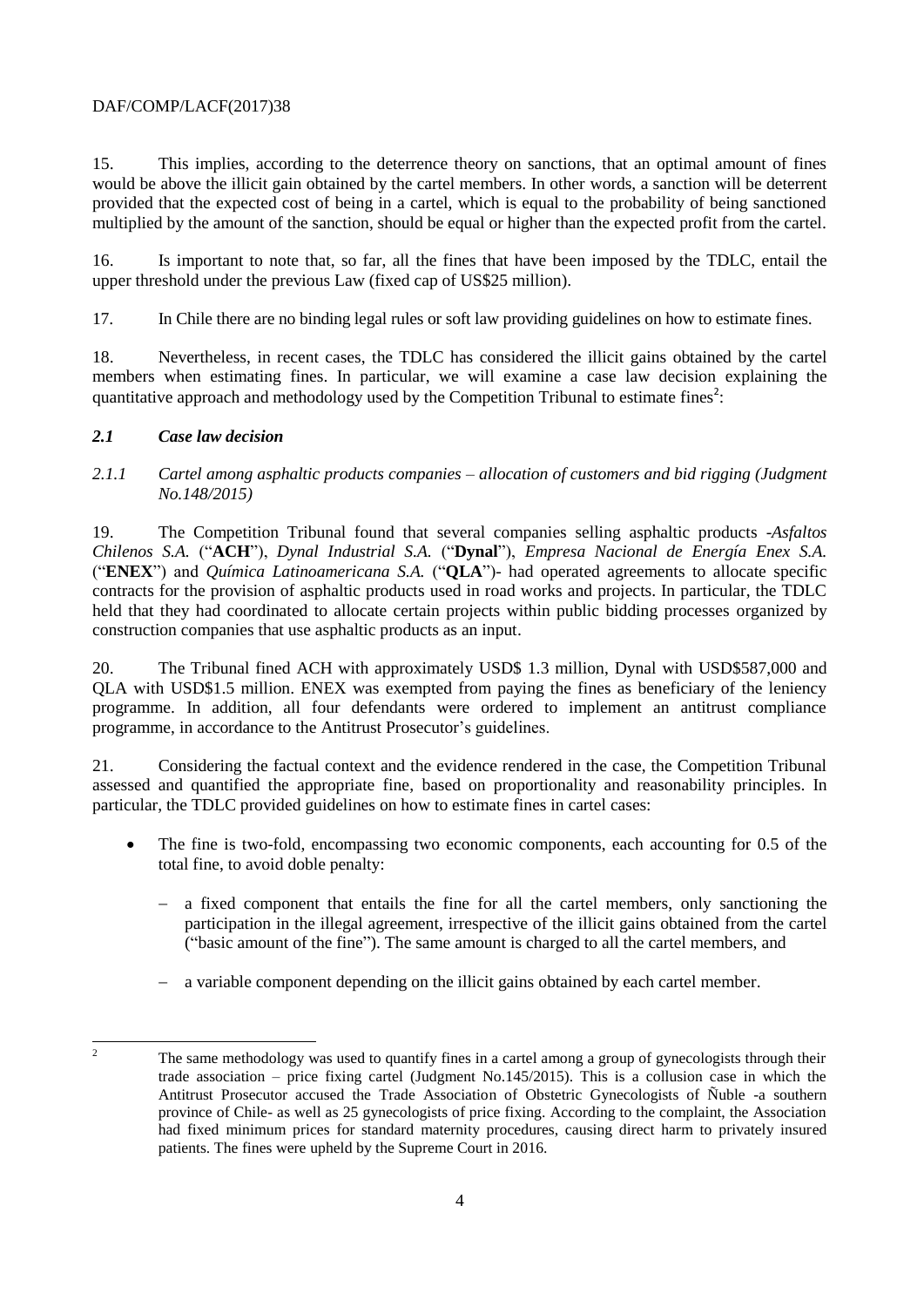15. This implies, according to the deterrence theory on sanctions, that an optimal amount of fines would be above the illicit gain obtained by the cartel members. In other words, a sanction will be deterrent provided that the expected cost of being in a cartel, which is equal to the probability of being sanctioned multiplied by the amount of the sanction, should be equal or higher than the expected profit from the cartel.

16. Is important to note that, so far, all the fines that have been imposed by the TDLC, entail the upper threshold under the previous Law (fixed cap of US$25 million).

17. In Chile there are no binding legal rules or soft law providing guidelines on how to estimate fines.

18. Nevertheless, in recent cases, the TDLC has considered the illicit gains obtained by the cartel members when estimating fines. In particular, we will examine a case law decision explaining the quantitative approach and methodology used by the Competition Tribunal to estimate fines[2]:

### *2.1 Case law decision*

#### *2.1.1 Cartel among asphaltic products companies – allocation of customers and bid rigging (Judgment No.148/2015)*

19. The Competition Tribunal found that several companies selling asphaltic products -*Asfaltos Chilenos S.A.* ("**ACH**"), *Dynal Industrial S.A.* ("**Dynal**"), *Empresa Nacional de Energía Enex S.A.* ("**ENEX**") and *Química Latinoamericana S.A.* ("**QLA**")- had operated agreements to allocate specific contracts for the provision of asphaltic products used in road works and projects. In particular, the TDLC held that they had coordinated to allocate certain projects within public bidding processes organized by construction companies that use asphaltic products as an input.

20. The Tribunal fined ACH with approximately USD$ 1.3 million, Dynal with USD$587,000 and QLA with USD$1.5 million. ENEX was exempted from paying the fines as beneficiary of the leniency programme. In addition, all four defendants were ordered to implement an antitrust compliance programme, in accordance to the Antitrust Prosecutor's guidelines.

21. Considering the factual context and the evidence rendered in the case, the Competition Tribunal assessed and quantified the appropriate fine, based on proportionality and reasonability principles. In particular, the TDLC provided guidelines on how to estimate fines in cartel cases:

- The fine is two-fold, encompassing two economic components, each accounting for 0.5 of the total fine, to avoid doble penalty:
  - a fixed component that entails the fine for all the cartel members, only sanctioning the participation in the illegal agreement, irrespective of the illicit gains obtained from the cartel ("basic amount of the fine"). The same amount is charged to all the cartel members, and
  - a variable component depending on the illicit gains obtained by each cartel member.

---

[2] The same methodology was used to quantify fines in a cartel among a group of gynecologists through their trade association – price fixing cartel (Judgment No.145/2015). This is a collusion case in which the Antitrust Prosecutor accused the Trade Association of Obstetric Gynecologists of Ñuble -a southern province of Chile- as well as 25 gynecologists of price fixing. According to the complaint, the Association had fixed minimum prices for standard maternity procedures, causing direct harm to privately insured patients. The fines were upheld by the Supreme Court in 2016.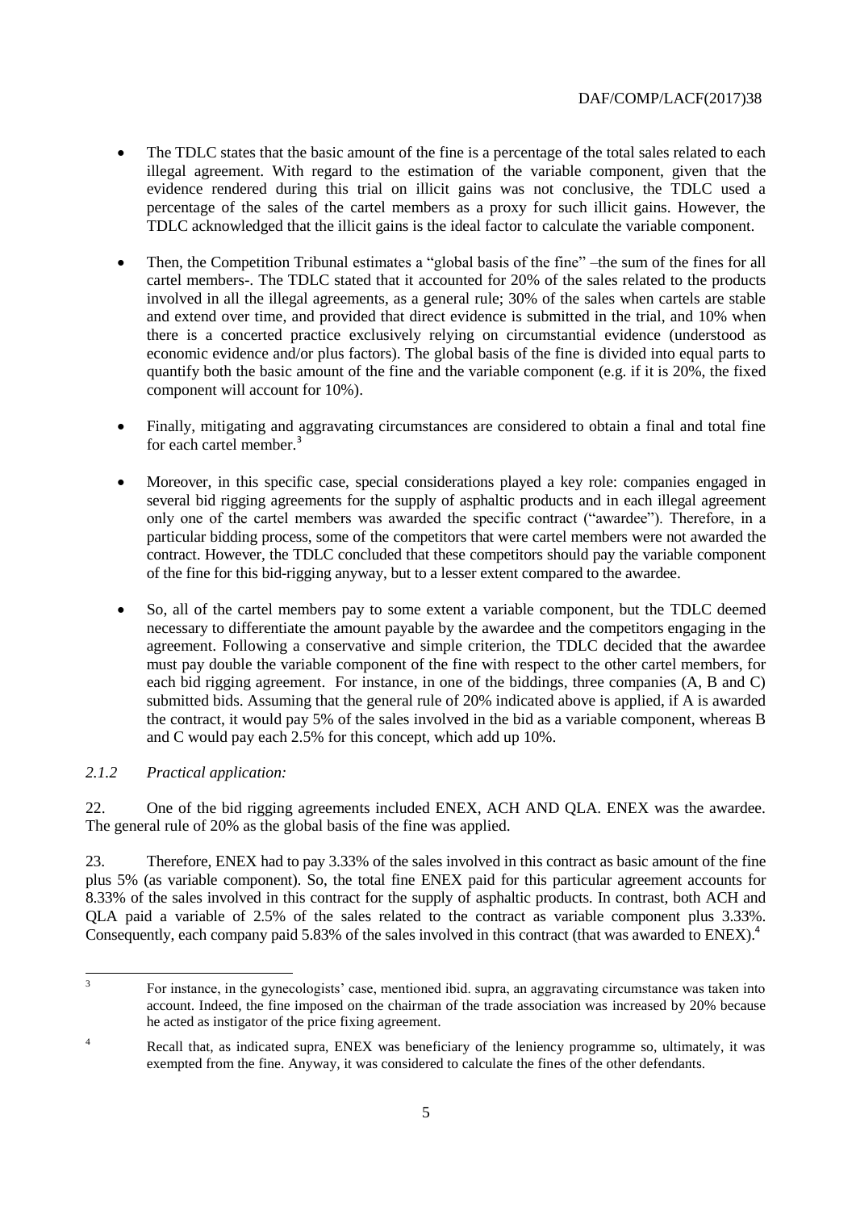- The TDLC states that the basic amount of the fine is a percentage of the total sales related to each illegal agreement. With regard to the estimation of the variable component, given that the evidence rendered during this trial on illicit gains was not conclusive, the TDLC used a percentage of the sales of the cartel members as a proxy for such illicit gains. However, the TDLC acknowledged that the illicit gains is the ideal factor to calculate the variable component.

- Then, the Competition Tribunal estimates a "global basis of the fine" –the sum of the fines for all cartel members-. The TDLC stated that it accounted for 20% of the sales related to the products involved in all the illegal agreements, as a general rule; 30% of the sales when cartels are stable and extend over time, and provided that direct evidence is submitted in the trial, and 10% when there is a concerted practice exclusively relying on circumstantial evidence (understood as economic evidence and/or plus factors). The global basis of the fine is divided into equal parts to quantify both the basic amount of the fine and the variable component (e.g. if it is 20%, the fixed component will account for 10%).

- Finally, mitigating and aggravating circumstances are considered to obtain a final and total fine for each cartel member.[3]

- Moreover, in this specific case, special considerations played a key role: companies engaged in several bid rigging agreements for the supply of asphaltic products and in each illegal agreement only one of the cartel members was awarded the specific contract ("awardee"). Therefore, in a particular bidding process, some of the competitors that were cartel members were not awarded the contract. However, the TDLC concluded that these competitors should pay the variable component of the fine for this bid-rigging anyway, but to a lesser extent compared to the awardee.

- So, all of the cartel members pay to some extent a variable component, but the TDLC deemed necessary to differentiate the amount payable by the awardee and the competitors engaging in the agreement. Following a conservative and simple criterion, the TDLC decided that the awardee must pay double the variable component of the fine with respect to the other cartel members, for each bid rigging agreement. For instance, in one of the biddings, three companies (A, B and C) submitted bids. Assuming that the general rule of 20% indicated above is applied, if A is awarded the contract, it would pay 5% of the sales involved in the bid as a variable component, whereas B and C would pay each 2.5% for this concept, which add up 10%.

### *2.1.2 Practical application:*

22. One of the bid rigging agreements included ENEX, ACH AND QLA. ENEX was the awardee. The general rule of 20% as the global basis of the fine was applied.

23. Therefore, ENEX had to pay 3.33% of the sales involved in this contract as basic amount of the fine plus 5% (as variable component). So, the total fine ENEX paid for this particular agreement accounts for 8.33% of the sales involved in this contract for the supply of asphaltic products. In contrast, both ACH and QLA paid a variable of 2.5% of the sales related to the contract as variable component plus 3.33%. Consequently, each company paid 5.83% of the sales involved in this contract (that was awarded to ENEX).[4]

---

[3] For instance, in the gynecologists' case, mentioned ibid. supra, an aggravating circumstance was taken into account. Indeed, the fine imposed on the chairman of the trade association was increased by 20% because he acted as instigator of the price fixing agreement.

[4] Recall that, as indicated supra, ENEX was beneficiary of the leniency programme so, ultimately, it was exempted from the fine. Anyway, it was considered to calculate the fines of the other defendants.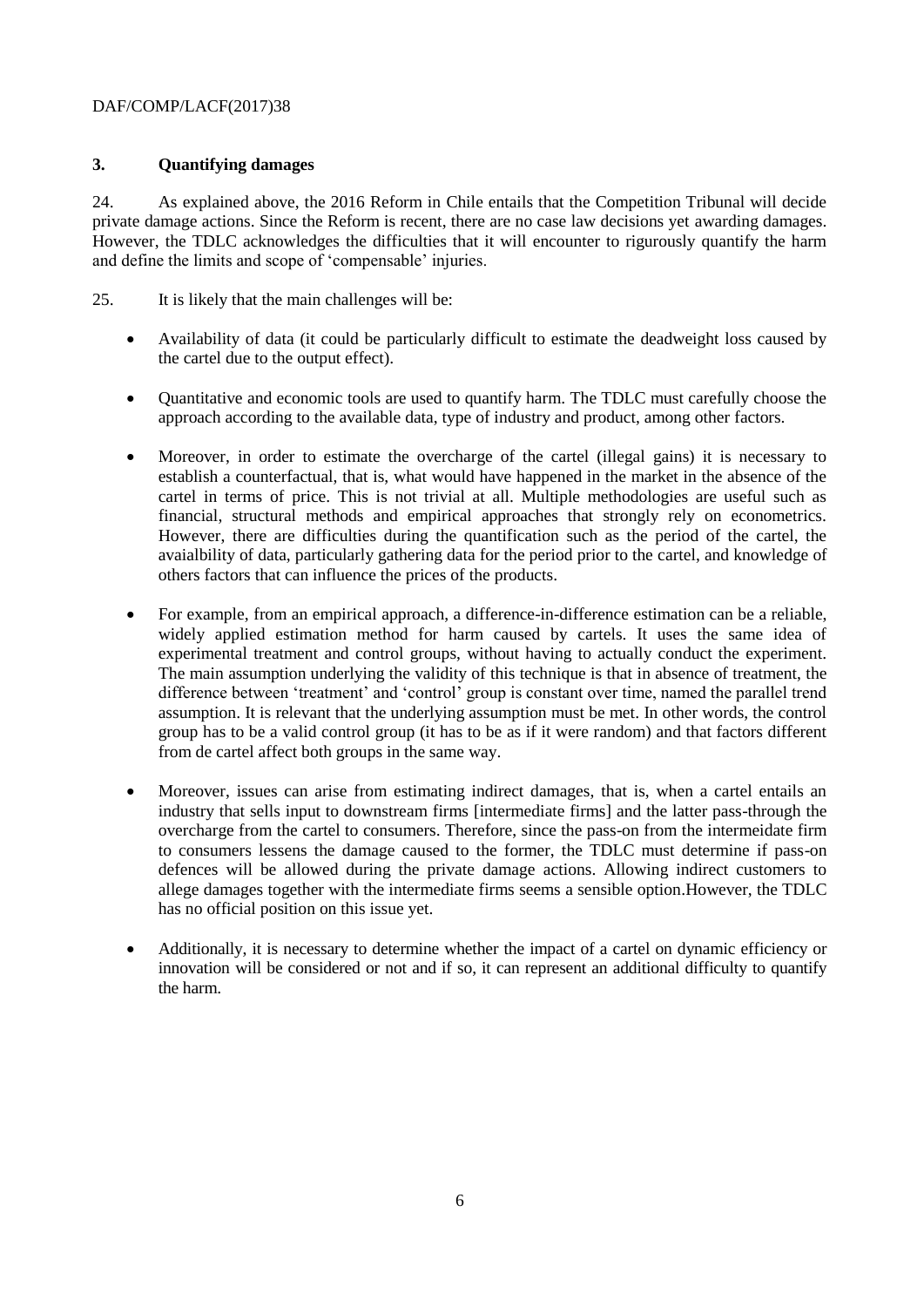## 3. Quantifying damages

24. As explained above, the 2016 Reform in Chile entails that the Competition Tribunal will decide private damage actions. Since the Reform is recent, there are no case law decisions yet awarding damages. However, the TDLC acknowledges the difficulties that it will encounter to rigurously quantify the harm and define the limits and scope of 'compensable' injuries.

25. It is likely that the main challenges will be:

- Availability of data (it could be particularly difficult to estimate the deadweight loss caused by the cartel due to the output effect).
- Quantitative and economic tools are used to quantify harm. The TDLC must carefully choose the approach according to the available data, type of industry and product, among other factors.
- Moreover, in order to estimate the overcharge of the cartel (illegal gains) it is necessary to establish a counterfactual, that is, what would have happened in the market in the absence of the cartel in terms of price. This is not trivial at all. Multiple methodologies are useful such as financial, structural methods and empirical approaches that strongly rely on econometrics. However, there are difficulties during the quantification such as the period of the cartel, the avaialbility of data, particularly gathering data for the period prior to the cartel, and knowledge of others factors that can influence the prices of the products.
- For example, from an empirical approach, a difference-in-difference estimation can be a reliable, widely applied estimation method for harm caused by cartels. It uses the same idea of experimental treatment and control groups, without having to actually conduct the experiment. The main assumption underlying the validity of this technique is that in absence of treatment, the difference between 'treatment' and 'control' group is constant over time, named the parallel trend assumption. It is relevant that the underlying assumption must be met. In other words, the control group has to be a valid control group (it has to be as if it were random) and that factors different from de cartel affect both groups in the same way.
- Moreover, issues can arise from estimating indirect damages, that is, when a cartel entails an industry that sells input to downstream firms [intermediate firms] and the latter pass-through the overcharge from the cartel to consumers. Therefore, since the pass-on from the intermeidate firm to consumers lessens the damage caused to the former, the TDLC must determine if pass-on defences will be allowed during the private damage actions. Allowing indirect customers to allege damages together with the intermediate firms seems a sensible option.However, the TDLC has no official position on this issue yet.
- Additionally, it is necessary to determine whether the impact of a cartel on dynamic efficiency or innovation will be considered or not and if so, it can represent an additional difficulty to quantify the harm.